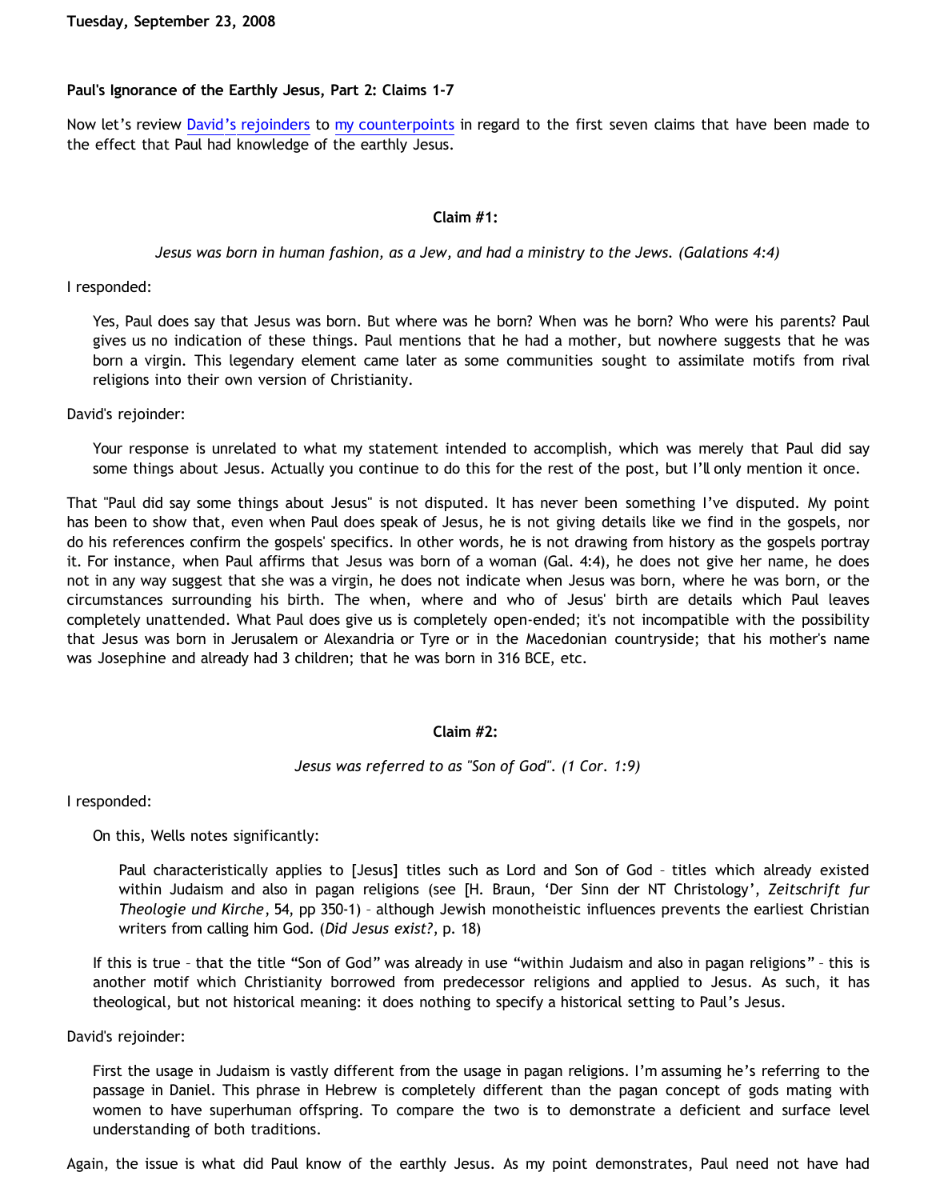**Tuesday, September 23, 2008**

## Paul's Ignorance of the Earthly Jesus, Part 2: Claims 1-7

Now let's review David's rejoinders to my counterpoints in regard to the first seven claims that have been made to the effect that Paul had knowledge of the earthly Jesus.

### Claim #1:

*Jesus was born in human fashion, as a Jew, and had a ministry to the Jews. (Galations 4:4)*

I responded:

> Yes, Paul does say that Jesus was born. But where was he born? When was he born? Who were his parents? Paul gives us no indication of these things. Paul mentions that he had a mother, but nowhere suggests that he was born a virgin. This legendary element came later as some communities sought to assimilate motifs from rival religions into their own version of Christianity.

David's rejoinder:

> Your response is unrelated to what my statement intended to accomplish, which was merely that Paul did say some things about Jesus. Actually you continue to do this for the rest of the post, but I'll only mention it once.

That "Paul did say some things about Jesus" is not disputed. It has never been something I've disputed. My point has been to show that, even when Paul does speak of Jesus, he is not giving details like we find in the gospels, nor do his references confirm the gospels' specifics. In other words, he is not drawing from history as the gospels portray it. For instance, when Paul affirms that Jesus was born of a woman (Gal. 4:4), he does not give her name, he does not in any way suggest that she was a virgin, he does not indicate when Jesus was born, where he was born, or the circumstances surrounding his birth. The when, where and who of Jesus' birth are details which Paul leaves completely unattended. What Paul does give us is completely open-ended; it's not incompatible with the possibility that Jesus was born in Jerusalem or Alexandria or Tyre or in the Macedonian countryside; that his mother's name was Josephine and already had 3 children; that he was born in 316 BCE, etc.

### Claim #2:

*Jesus was referred to as "Son of God". (1 Cor. 1:9)*

I responded:

> On this, Wells notes significantly:
>
> > Paul characteristically applies to [Jesus] titles such as Lord and Son of God – titles which already existed within Judaism and also in pagan religions (see [H. Braun, 'Der Sinn der NT Christology', *Zeitschrift fur Theologie und Kirche*, 54, pp 350-1) – although Jewish monotheistic influences prevents the earliest Christian writers from calling him God. (*Did Jesus exist?*, p. 18)
>
> If this is true – that the title "Son of God" was already in use "within Judaism and also in pagan religions" – this is another motif which Christianity borrowed from predecessor religions and applied to Jesus. As such, it has theological, but not historical meaning: it does nothing to specify a historical setting to Paul's Jesus.

David's rejoinder:

> First the usage in Judaism is vastly different from the usage in pagan religions. I'm assuming he's referring to the passage in Daniel. This phrase in Hebrew is completely different than the pagan concept of gods mating with women to have superhuman offspring. To compare the two is to demonstrate a deficient and surface level understanding of both traditions.

Again, the issue is what did Paul know of the earthly Jesus. As my point demonstrates, Paul need not have had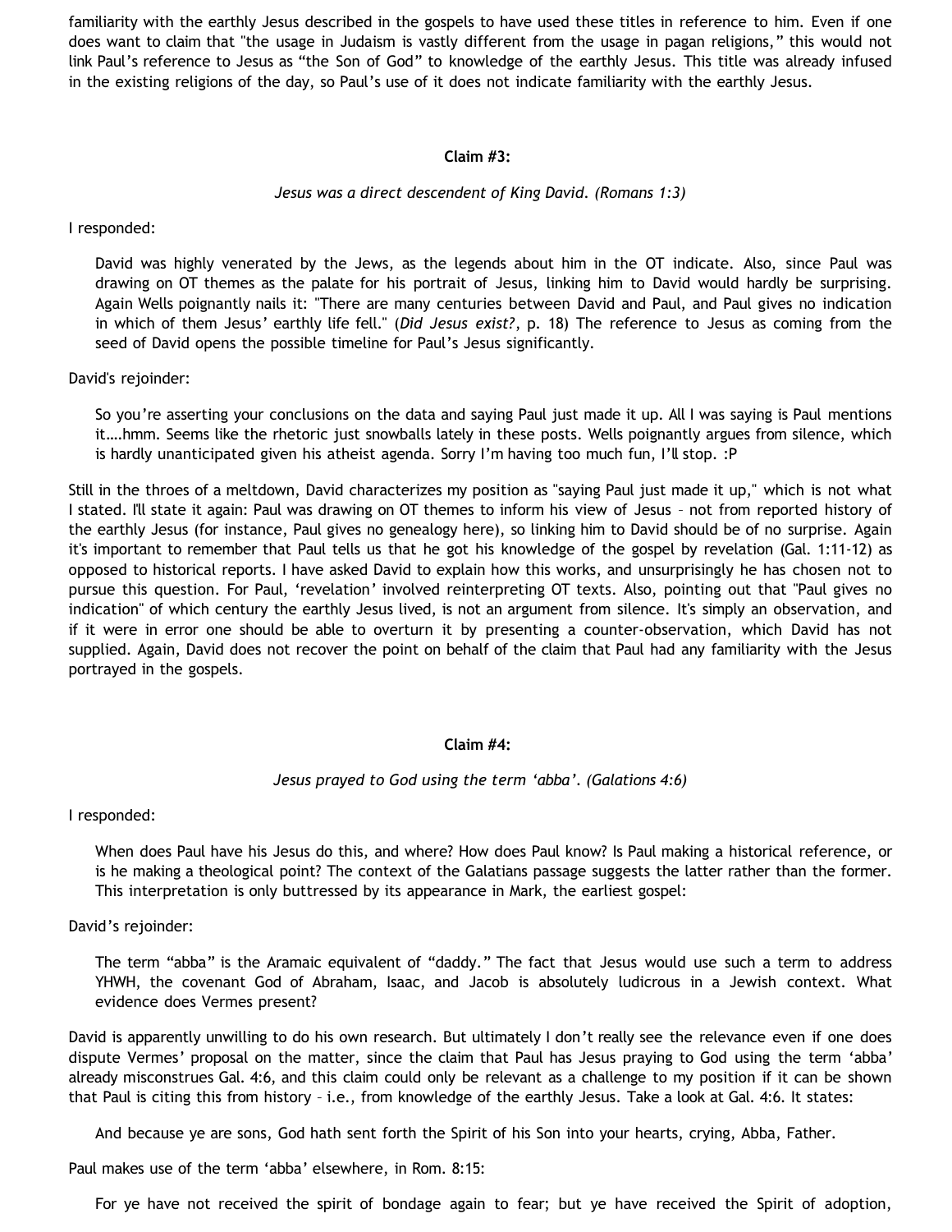familiarity with the earthly Jesus described in the gospels to have used these titles in reference to him. Even if one does want to claim that "the usage in Judaism is vastly different from the usage in pagan religions," this would not link Paul's reference to Jesus as "the Son of God" to knowledge of the earthly Jesus. This title was already infused in the existing religions of the day, so Paul's use of it does not indicate familiarity with the earthly Jesus.

**Claim #3:**

*Jesus was a direct descendent of King David. (Romans 1:3)*

I responded:

> David was highly venerated by the Jews, as the legends about him in the OT indicate. Also, since Paul was drawing on OT themes as the palate for his portrait of Jesus, linking him to David would hardly be surprising. Again Wells poignantly nails it: "There are many centuries between David and Paul, and Paul gives no indication in which of them Jesus' earthly life fell." (*Did Jesus exist?*, p. 18) The reference to Jesus as coming from the seed of David opens the possible timeline for Paul's Jesus significantly.

David's rejoinder:

> So you're asserting your conclusions on the data and saying Paul just made it up. All I was saying is Paul mentions it….hmm. Seems like the rhetoric just snowballs lately in these posts. Wells poignantly argues from silence, which is hardly unanticipated given his atheist agenda. Sorry I'm having too much fun, I'll stop. :P

Still in the throes of a meltdown, David characterizes my position as "saying Paul just made it up," which is not what I stated. I'll state it again: Paul was drawing on OT themes to inform his view of Jesus – not from reported history of the earthly Jesus (for instance, Paul gives no genealogy here), so linking him to David should be of no surprise. Again it's important to remember that Paul tells us that he got his knowledge of the gospel by revelation (Gal. 1:11-12) as opposed to historical reports. I have asked David to explain how this works, and unsurprisingly he has chosen not to pursue this question. For Paul, 'revelation' involved reinterpreting OT texts. Also, pointing out that "Paul gives no indication" of which century the earthly Jesus lived, is not an argument from silence. It's simply an observation, and if it were in error one should be able to overturn it by presenting a counter-observation, which David has not supplied. Again, David does not recover the point on behalf of the claim that Paul had any familiarity with the Jesus portrayed in the gospels.

**Claim #4:**

*Jesus prayed to God using the term 'abba'. (Galations 4:6)*

I responded:

> When does Paul have his Jesus do this, and where? How does Paul know? Is Paul making a historical reference, or is he making a theological point? The context of the Galatians passage suggests the latter rather than the former. This interpretation is only buttressed by its appearance in Mark, the earliest gospel:

David's rejoinder:

> The term "abba" is the Aramaic equivalent of "daddy." The fact that Jesus would use such a term to address YHWH, the covenant God of Abraham, Isaac, and Jacob is absolutely ludicrous in a Jewish context. What evidence does Vermes present?

David is apparently unwilling to do his own research. But ultimately I don't really see the relevance even if one does dispute Vermes' proposal on the matter, since the claim that Paul has Jesus praying to God using the term 'abba' already misconstrues Gal. 4:6, and this claim could only be relevant as a challenge to my position if it can be shown that Paul is citing this from history – i.e., from knowledge of the earthly Jesus. Take a look at Gal. 4:6. It states:

> And because ye are sons, God hath sent forth the Spirit of his Son into your hearts, crying, Abba, Father.

Paul makes use of the term 'abba' elsewhere, in Rom. 8:15:

> For ye have not received the spirit of bondage again to fear; but ye have received the Spirit of adoption,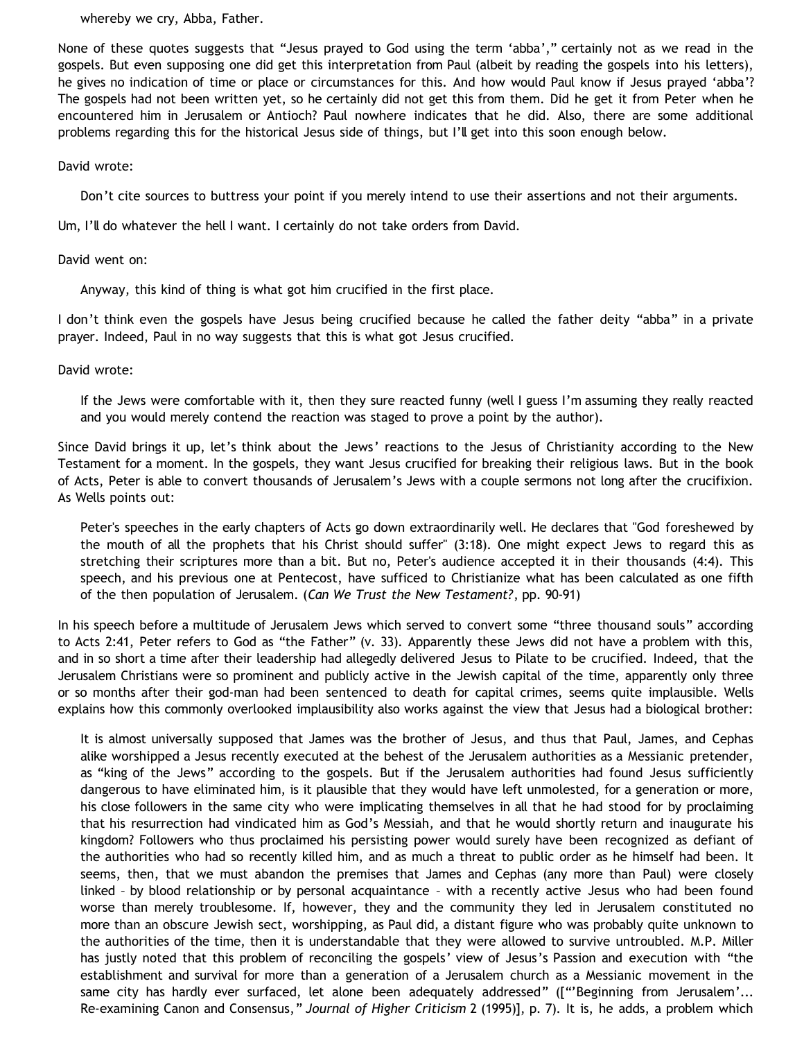> whereby we cry, Abba, Father.

None of these quotes suggests that "Jesus prayed to God using the term 'abba'," certainly not as we read in the gospels. But even supposing one did get this interpretation from Paul (albeit by reading the gospels into his letters), he gives no indication of time or place or circumstances for this. And how would Paul know if Jesus prayed 'abba'? The gospels had not been written yet, so he certainly did not get this from them. Did he get it from Peter when he encountered him in Jerusalem or Antioch? Paul nowhere indicates that he did. Also, there are some additional problems regarding this for the historical Jesus side of things, but I'll get into this soon enough below.

David wrote:

> Don't cite sources to buttress your point if you merely intend to use their assertions and not their arguments.

Um, I'll do whatever the hell I want. I certainly do not take orders from David.

David went on:

> Anyway, this kind of thing is what got him crucified in the first place.

I don't think even the gospels have Jesus being crucified because he called the father deity "abba" in a private prayer. Indeed, Paul in no way suggests that this is what got Jesus crucified.

David wrote:

> If the Jews were comfortable with it, then they sure reacted funny (well I guess I'm assuming they really reacted and you would merely contend the reaction was staged to prove a point by the author).

Since David brings it up, let's think about the Jews' reactions to the Jesus of Christianity according to the New Testament for a moment. In the gospels, they want Jesus crucified for breaking their religious laws. But in the book of Acts, Peter is able to convert thousands of Jerusalem's Jews with a couple sermons not long after the crucifixion. As Wells points out:

> Peter's speeches in the early chapters of Acts go down extraordinarily well. He declares that "God foreshewed by the mouth of all the prophets that his Christ should suffer" (3:18). One might expect Jews to regard this as stretching their scriptures more than a bit. But no, Peter's audience accepted it in their thousands (4:4). This speech, and his previous one at Pentecost, have sufficed to Christianize what has been calculated as one fifth of the then population of Jerusalem. (*Can We Trust the New Testament?*, pp. 90-91)

In his speech before a multitude of Jerusalem Jews which served to convert some "three thousand souls" according to Acts 2:41, Peter refers to God as "the Father" (v. 33). Apparently these Jews did not have a problem with this, and in so short a time after their leadership had allegedly delivered Jesus to Pilate to be crucified. Indeed, that the Jerusalem Christians were so prominent and publicly active in the Jewish capital of the time, apparently only three or so months after their god-man had been sentenced to death for capital crimes, seems quite implausible. Wells explains how this commonly overlooked implausibility also works against the view that Jesus had a biological brother:

> It is almost universally supposed that James was the brother of Jesus, and thus that Paul, James, and Cephas alike worshipped a Jesus recently executed at the behest of the Jerusalem authorities as a Messianic pretender, as "king of the Jews" according to the gospels. But if the Jerusalem authorities had found Jesus sufficiently dangerous to have eliminated him, is it plausible that they would have left unmolested, for a generation or more, his close followers in the same city who were implicating themselves in all that he had stood for by proclaiming that his resurrection had vindicated him as God's Messiah, and that he would shortly return and inaugurate his kingdom? Followers who thus proclaimed his persisting power would surely have been recognized as defiant of the authorities who had so recently killed him, and as much a threat to public order as he himself had been. It seems, then, that we must abandon the premises that James and Cephas (any more than Paul) were closely linked – by blood relationship or by personal acquaintance – with a recently active Jesus who had been found worse than merely troublesome. If, however, they and the community they led in Jerusalem constituted no more than an obscure Jewish sect, worshipping, as Paul did, a distant figure who was probably quite unknown to the authorities of the time, then it is understandable that they were allowed to survive untroubled. M.P. Miller has justly noted that this problem of reconciling the gospels' view of Jesus's Passion and execution with "the establishment and survival for more than a generation of a Jerusalem church as a Messianic movement in the same city has hardly ever surfaced, let alone been adequately addressed" (["'Beginning from Jerusalem'... Re-examining Canon and Consensus," *Journal of Higher Criticism* 2 (1995)], p. 7). It is, he adds, a problem which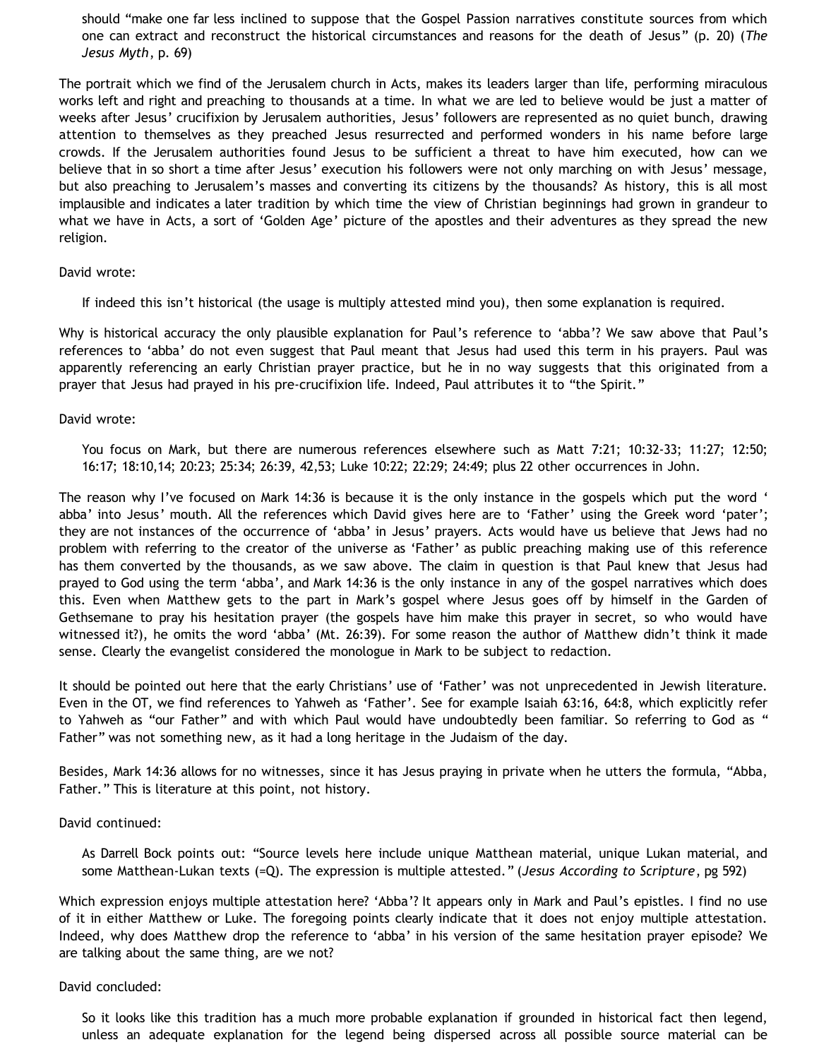> should “make one far less inclined to suppose that the Gospel Passion narratives constitute sources from which one can extract and reconstruct the historical circumstances and reasons for the death of Jesus” (p. 20) (*The Jesus Myth*, p. 69)

The portrait which we find of the Jerusalem church in Acts, makes its leaders larger than life, performing miraculous works left and right and preaching to thousands at a time. In what we are led to believe would be just a matter of weeks after Jesus’ crucifixion by Jerusalem authorities, Jesus’ followers are represented as no quiet bunch, drawing attention to themselves as they preached Jesus resurrected and performed wonders in his name before large crowds. If the Jerusalem authorities found Jesus to be sufficient a threat to have him executed, how can we believe that in so short a time after Jesus’ execution his followers were not only marching on with Jesus’ message, but also preaching to Jerusalem’s masses and converting its citizens by the thousands? As history, this is all most implausible and indicates a later tradition by which time the view of Christian beginnings had grown in grandeur to what we have in Acts, a sort of ‘Golden Age’ picture of the apostles and their adventures as they spread the new religion.

David wrote:

> If indeed this isn’t historical (the usage is multiply attested mind you), then some explanation is required.

Why is historical accuracy the only plausible explanation for Paul’s reference to ‘abba’? We saw above that Paul’s references to ‘abba’ do not even suggest that Paul meant that Jesus had used this term in his prayers. Paul was apparently referencing an early Christian prayer practice, but he in no way suggests that this originated from a prayer that Jesus had prayed in his pre-crucifixion life. Indeed, Paul attributes it to “the Spirit.”

David wrote:

> You focus on Mark, but there are numerous references elsewhere such as Matt 7:21; 10:32-33; 11:27; 12:50; 16:17; 18:10,14; 20:23; 25:34; 26:39, 42,53; Luke 10:22; 22:29; 24:49; plus 22 other occurrences in John.

The reason why I’ve focused on Mark 14:36 is because it is the only instance in the gospels which put the word ‘abba’ into Jesus’ mouth. All the references which David gives here are to ‘Father’ using the Greek word ‘pater’; they are not instances of the occurrence of ‘abba’ in Jesus’ prayers. Acts would have us believe that Jews had no problem with referring to the creator of the universe as ‘Father’ as public preaching making use of this reference has them converted by the thousands, as we saw above. The claim in question is that Paul knew that Jesus had prayed to God using the term ‘abba’, and Mark 14:36 is the only instance in any of the gospel narratives which does this. Even when Matthew gets to the part in Mark’s gospel where Jesus goes off by himself in the Garden of Gethsemane to pray his hesitation prayer (the gospels have him make this prayer in secret, so who would have witnessed it?), he omits the word ‘abba’ (Mt. 26:39). For some reason the author of Matthew didn’t think it made sense. Clearly the evangelist considered the monologue in Mark to be subject to redaction.

It should be pointed out here that the early Christians’ use of ‘Father’ was not unprecedented in Jewish literature. Even in the OT, we find references to Yahweh as ‘Father’. See for example Isaiah 63:16, 64:8, which explicitly refer to Yahweh as “our Father” and with which Paul would have undoubtedly been familiar. So referring to God as “Father” was not something new, as it had a long heritage in the Judaism of the day.

Besides, Mark 14:36 allows for no witnesses, since it has Jesus praying in private when he utters the formula, “Abba, Father.” This is literature at this point, not history.

David continued:

> As Darrell Bock points out: “Source levels here include unique Matthean material, unique Lukan material, and some Matthean-Lukan texts (=Q). The expression is multiple attested.” (*Jesus According to Scripture*, pg 592)

Which expression enjoys multiple attestation here? ‘Abba’? It appears only in Mark and Paul’s epistles. I find no use of it in either Matthew or Luke. The foregoing points clearly indicate that it does not enjoy multiple attestation. Indeed, why does Matthew drop the reference to ‘abba’ in his version of the same hesitation prayer episode? We are talking about the same thing, are we not?

David concluded:

> So it looks like this tradition has a much more probable explanation if grounded in historical fact then legend, unless an adequate explanation for the legend being dispersed across all possible source material can be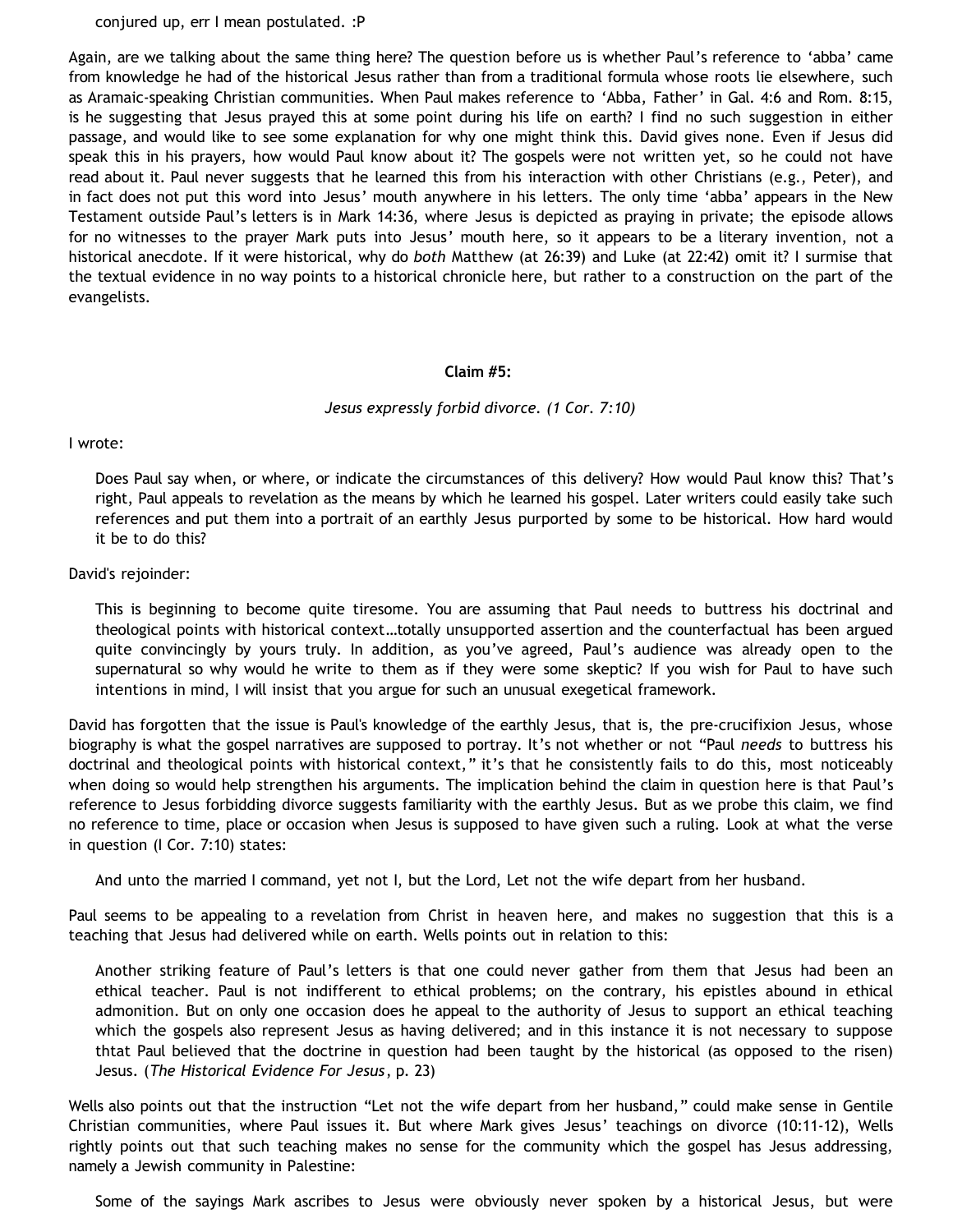> conjured up, err I mean postulated. :P

Again, are we talking about the same thing here? The question before us is whether Paul's reference to 'abba' came from knowledge he had of the historical Jesus rather than from a traditional formula whose roots lie elsewhere, such as Aramaic-speaking Christian communities. When Paul makes reference to 'Abba, Father' in Gal. 4:6 and Rom. 8:15, is he suggesting that Jesus prayed this at some point during his life on earth? I find no such suggestion in either passage, and would like to see some explanation for why one might think this. David gives none. Even if Jesus did speak this in his prayers, how would Paul know about it? The gospels were not written yet, so he could not have read about it. Paul never suggests that he learned this from his interaction with other Christians (e.g., Peter), and in fact does not put this word into Jesus' mouth anywhere in his letters. The only time 'abba' appears in the New Testament outside Paul's letters is in Mark 14:36, where Jesus is depicted as praying in private; the episode allows for no witnesses to the prayer Mark puts into Jesus' mouth here, so it appears to be a literary invention, not a historical anecdote. If it were historical, why do *both* Matthew (at 26:39) and Luke (at 22:42) omit it? I surmise that the textual evidence in no way points to a historical chronicle here, but rather to a construction on the part of the evangelists.

**Claim #5:**

*Jesus expressly forbid divorce. (1 Cor. 7:10)*

I wrote:

> Does Paul say when, or where, or indicate the circumstances of this delivery? How would Paul know this? That's right, Paul appeals to revelation as the means by which he learned his gospel. Later writers could easily take such references and put them into a portrait of an earthly Jesus purported by some to be historical. How hard would it be to do this?

David's rejoinder:

> This is beginning to become quite tiresome. You are assuming that Paul needs to buttress his doctrinal and theological points with historical context…totally unsupported assertion and the counterfactual has been argued quite convincingly by yours truly. In addition, as you've agreed, Paul's audience was already open to the supernatural so why would he write to them as if they were some skeptic? If you wish for Paul to have such intentions in mind, I will insist that you argue for such an unusual exegetical framework.

David has forgotten that the issue is Paul's knowledge of the earthly Jesus, that is, the pre-crucifixion Jesus, whose biography is what the gospel narratives are supposed to portray. It's not whether or not "Paul *needs* to buttress his doctrinal and theological points with historical context," it's that he consistently fails to do this, most noticeably when doing so would help strengthen his arguments. The implication behind the claim in question here is that Paul's reference to Jesus forbidding divorce suggests familiarity with the earthly Jesus. But as we probe this claim, we find no reference to time, place or occasion when Jesus is supposed to have given such a ruling. Look at what the verse in question (I Cor. 7:10) states:

> And unto the married I command, yet not I, but the Lord, Let not the wife depart from her husband.

Paul seems to be appealing to a revelation from Christ in heaven here, and makes no suggestion that this is a teaching that Jesus had delivered while on earth. Wells points out in relation to this:

> Another striking feature of Paul's letters is that one could never gather from them that Jesus had been an ethical teacher. Paul is not indifferent to ethical problems; on the contrary, his epistles abound in ethical admonition. But on only one occasion does he appeal to the authority of Jesus to support an ethical teaching which the gospels also represent Jesus as having delivered; and in this instance it is not necessary to suppose thtat Paul believed that the doctrine in question had been taught by the historical (as opposed to the risen) Jesus. (*The Historical Evidence For Jesus*, p. 23)

Wells also points out that the instruction "Let not the wife depart from her husband," could make sense in Gentile Christian communities, where Paul issues it. But where Mark gives Jesus' teachings on divorce (10:11-12), Wells rightly points out that such teaching makes no sense for the community which the gospel has Jesus addressing, namely a Jewish community in Palestine:

> Some of the sayings Mark ascribes to Jesus were obviously never spoken by a historical Jesus, but were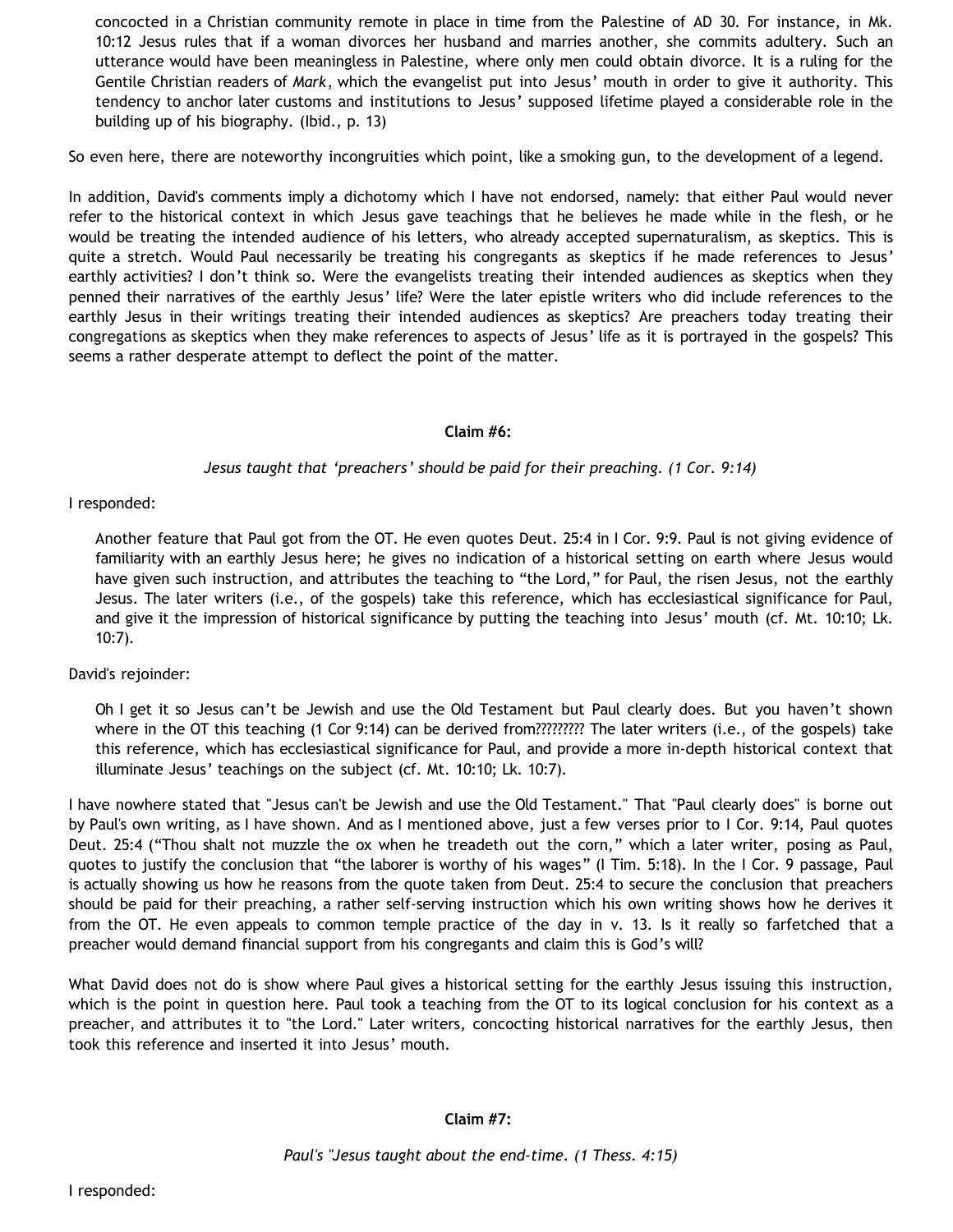> concocted in a Christian community remote in place in time from the Palestine of AD 30. For instance, in Mk. 10:12 Jesus rules that if a woman divorces her husband and marries another, she commits adultery. Such an utterance would have been meaningless in Palestine, where only men could obtain divorce. It is a ruling for the Gentile Christian readers of *Mark*, which the evangelist put into Jesus' mouth in order to give it authority. This tendency to anchor later customs and institutions to Jesus' supposed lifetime played a considerable role in the building up of his biography. (Ibid., p. 13)

So even here, there are noteworthy incongruities which point, like a smoking gun, to the development of a legend.

In addition, David's comments imply a dichotomy which I have not endorsed, namely: that either Paul would never refer to the historical context in which Jesus gave teachings that he believes he made while in the flesh, or he would be treating the intended audience of his letters, who already accepted supernaturalism, as skeptics. This is quite a stretch. Would Paul necessarily be treating his congregants as skeptics if he made references to Jesus' earthly activities? I don't think so. Were the evangelists treating their intended audiences as skeptics when they penned their narratives of the earthly Jesus' life? Were the later epistle writers who did include references to the earthly Jesus in their writings treating their intended audiences as skeptics? Are preachers today treating their congregations as skeptics when they make references to aspects of Jesus' life as it is portrayed in the gospels? This seems a rather desperate attempt to deflect the point of the matter.

**Claim #6:**

*Jesus taught that 'preachers' should be paid for their preaching. (1 Cor. 9:14)*

I responded:

> Another feature that Paul got from the OT. He even quotes Deut. 25:4 in I Cor. 9:9. Paul is not giving evidence of familiarity with an earthly Jesus here; he gives no indication of a historical setting on earth where Jesus would have given such instruction, and attributes the teaching to "the Lord," for Paul, the risen Jesus, not the earthly Jesus. The later writers (i.e., of the gospels) take this reference, which has ecclesiastical significance for Paul, and give it the impression of historical significance by putting the teaching into Jesus' mouth (cf. Mt. 10:10; Lk. 10:7).

David's rejoinder:

> Oh I get it so Jesus can't be Jewish and use the Old Testament but Paul clearly does. But you haven't shown where in the OT this teaching (1 Cor 9:14) can be derived from????????? The later writers (i.e., of the gospels) take this reference, which has ecclesiastical significance for Paul, and provide a more in-depth historical context that illuminate Jesus' teachings on the subject (cf. Mt. 10:10; Lk. 10:7).

I have nowhere stated that "Jesus can't be Jewish and use the Old Testament." That "Paul clearly does" is borne out by Paul's own writing, as I have shown. And as I mentioned above, just a few verses prior to I Cor. 9:14, Paul quotes Deut. 25:4 ("Thou shalt not muzzle the ox when he treadeth out the corn," which a later writer, posing as Paul, quotes to justify the conclusion that "the laborer is worthy of his wages" (I Tim. 5:18). In the I Cor. 9 passage, Paul is actually showing us how he reasons from the quote taken from Deut. 25:4 to secure the conclusion that preachers should be paid for their preaching, a rather self-serving instruction which his own writing shows how he derives it from the OT. He even appeals to common temple practice of the day in v. 13. Is it really so farfetched that a preacher would demand financial support from his congregants and claim this is God's will?

What David does not do is show where Paul gives a historical setting for the earthly Jesus issuing this instruction, which is the point in question here. Paul took a teaching from the OT to its logical conclusion for his context as a preacher, and attributes it to "the Lord." Later writers, concocting historical narratives for the earthly Jesus, then took this reference and inserted it into Jesus' mouth.

**Claim #7:**

*Paul's "Jesus taught about the end-time. (1 Thess. 4:15)*

I responded: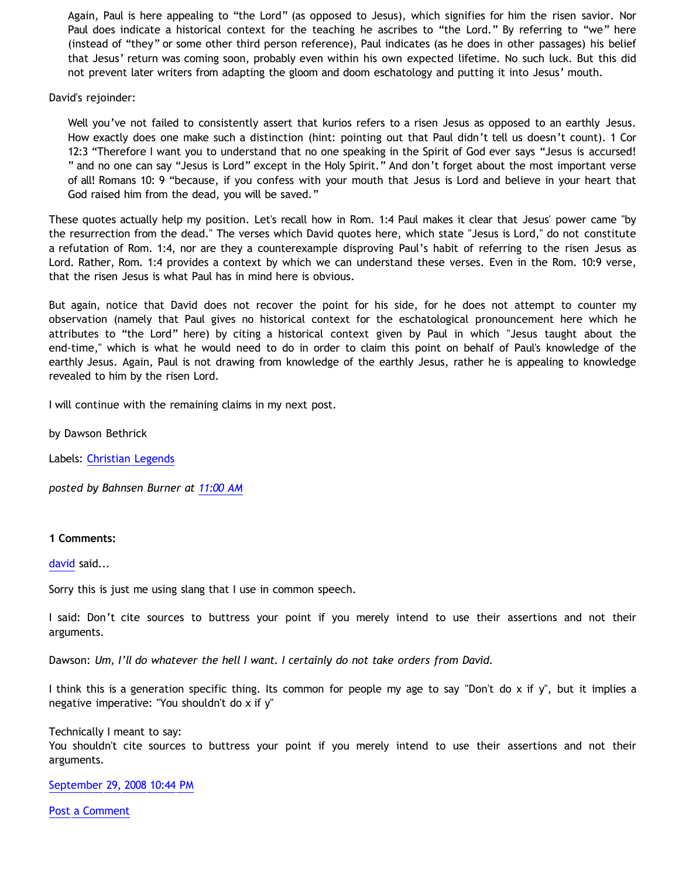> Again, Paul is here appealing to "the Lord" (as opposed to Jesus), which signifies for him the risen savior. Nor Paul does indicate a historical context for the teaching he ascribes to "the Lord." By referring to "we" here (instead of "they" or some other third person reference), Paul indicates (as he does in other passages) his belief that Jesus' return was coming soon, probably even within his own expected lifetime. No such luck. But this did not prevent later writers from adapting the gloom and doom eschatology and putting it into Jesus' mouth.

David's rejoinder:

> Well you've not failed to consistently assert that kurios refers to a risen Jesus as opposed to an earthly Jesus. How exactly does one make such a distinction (hint: pointing out that Paul didn't tell us doesn't count). 1 Cor 12:3 "Therefore I want you to understand that no one speaking in the Spirit of God ever says "Jesus is accursed!" and no one can say "Jesus is Lord" except in the Holy Spirit." And don't forget about the most important verse of all! Romans 10: 9 "because, if you confess with your mouth that Jesus is Lord and believe in your heart that God raised him from the dead, you will be saved."

These quotes actually help my position. Let's recall how in Rom. 1:4 Paul makes it clear that Jesus' power came "by the resurrection from the dead." The verses which David quotes here, which state "Jesus is Lord," do not constitute a refutation of Rom. 1:4, nor are they a counterexample disproving Paul's habit of referring to the risen Jesus as Lord. Rather, Rom. 1:4 provides a context by which we can understand these verses. Even in the Rom. 10:9 verse, that the risen Jesus is what Paul has in mind here is obvious.

But again, notice that David does not recover the point for his side, for he does not attempt to counter my observation (namely that Paul gives no historical context for the eschatological pronouncement here which he attributes to "the Lord" here) by citing a historical context given by Paul in which "Jesus taught about the end-time," which is what he would need to do in order to claim this point on behalf of Paul's knowledge of the earthly Jesus. Again, Paul is not drawing from knowledge of the earthly Jesus, rather he is appealing to knowledge revealed to him by the risen Lord.

I will continue with the remaining claims in my next post.

by Dawson Bethrick

Labels: Christian Legends

*posted by Bahnsen Burner at 11:00 AM*

**1 Comments:**

david said...

Sorry this is just me using slang that I use in common speech.

I said: Don't cite sources to buttress your point if you merely intend to use their assertions and not their arguments.

Dawson: *Um, I'll do whatever the hell I want. I certainly do not take orders from David.*

I think this is a generation specific thing. Its common for people my age to say "Don't do x if y", but it implies a negative imperative: "You shouldn't do x if y"

Technically I meant to say:
You shouldn't cite sources to buttress your point if you merely intend to use their assertions and not their arguments.

September 29, 2008 10:44 PM

Post a Comment